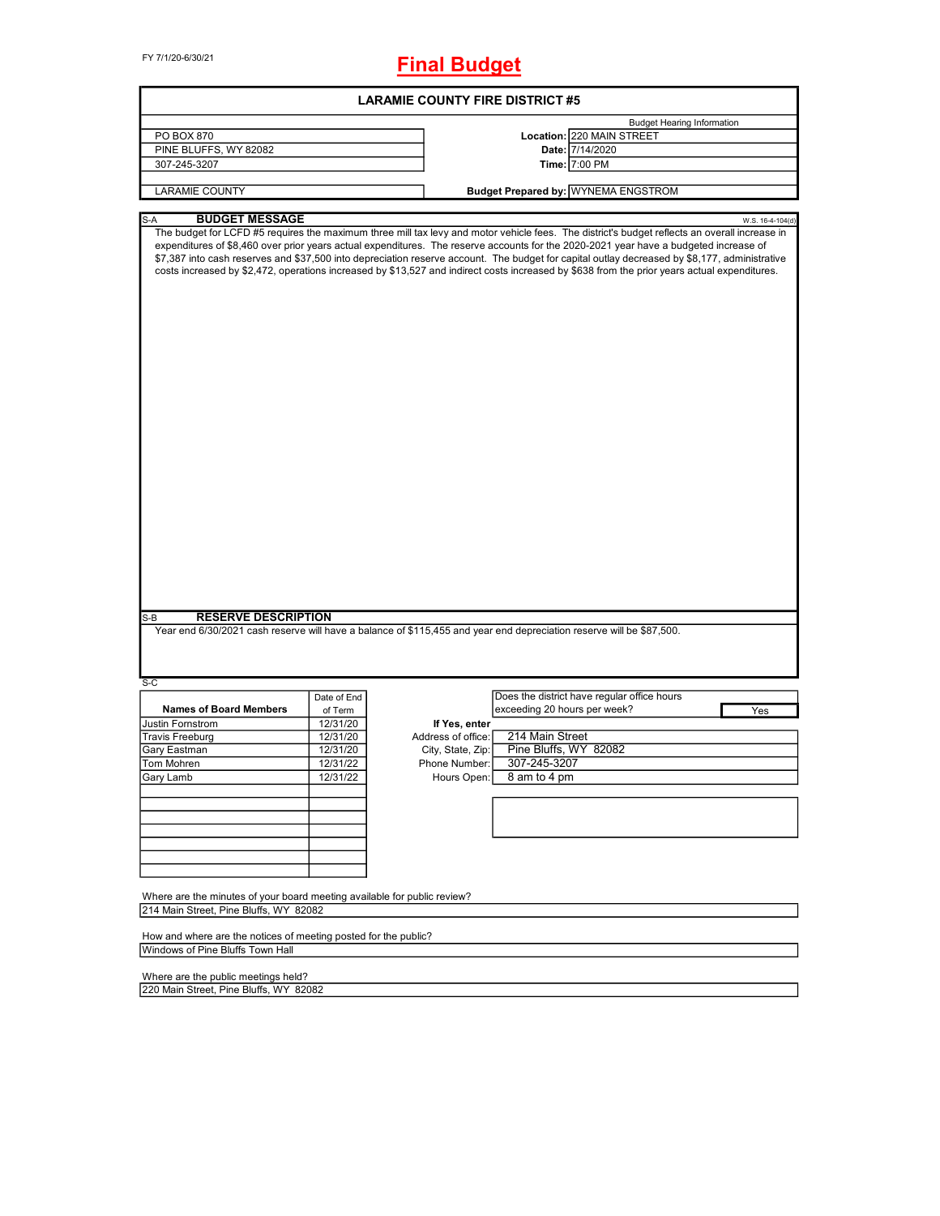FY 7/1/20-6/30/21

# Final Budget

## LARAMIE COUNTY FIRE DISTRICT #5

| | | |
|---|---|---|
| PO BOX 870 | | Budget Hearing Information |
| PINE BLUFFS, WY 82082 | **Location:** | 220 MAIN STREET |
| 307-245-3207 | **Date:** | 7/14/2020 |
| | **Time:** | 7:00 PM |
| LARAMIE COUNTY | **Budget Prepared by:** | WYNEMA ENGSTROM |

### S-A BUDGET MESSAGE

W.S. 16-4-104(d)

The budget for LCFD #5 requires the maximum three mill tax levy and motor vehicle fees. The district's budget reflects an overall increase in expenditures of $8,460 over prior years actual expenditures. The reserve accounts for the 2020-2021 year have a budgeted increase of $7,387 into cash reserves and $37,500 into depreciation reserve account. The budget for capital outlay decreased by $8,177, administrative costs increased by $2,472, operations increased by $13,527 and indirect costs increased by $638 from the prior years actual expenditures.

### S-B RESERVE DESCRIPTION

Year end 6/30/2021 cash reserve will have a balance of $115,455 and year end depreciation reserve will be $87,500.

### S-C

| Names of Board Members | Date of End of Term |
|---|---|
| Justin Fornstrom | 12/31/20 |
| Travis Freeburg | 12/31/20 |
| Gary Eastman | 12/31/20 |
| Tom Mohren | 12/31/22 |
| Gary Lamb | 12/31/22 |

Does the district have regular office hours exceeding 20 hours per week? **Yes**

**If Yes, enter**

| | |
|---|---|
| Address of office: | 214 Main Street |
| City, State, Zip: | Pine Bluffs, WY 82082 |
| Phone Number: | 307-245-3207 |
| Hours Open: | 8 am to 4 pm |

Where are the minutes of your board meeting available for public review?
214 Main Street, Pine Bluffs, WY 82082

How and where are the notices of meeting posted for the public?
Windows of Pine Bluffs Town Hall

Where are the public meetings held?
220 Main Street, Pine Bluffs, WY 82082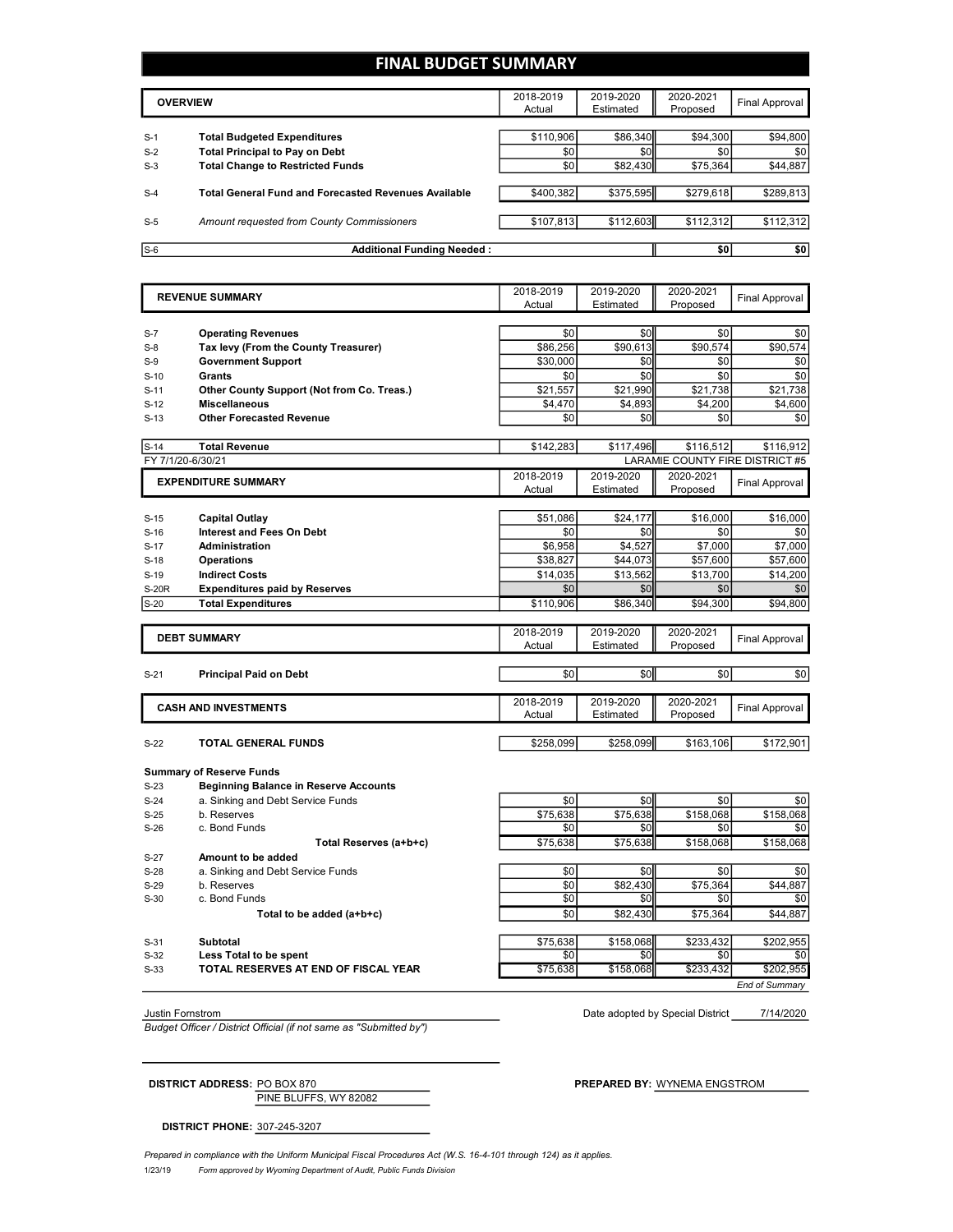# FINAL BUDGET SUMMARY

| | OVERVIEW | 2018-2019 Actual | 2019-2020 Estimated | 2020-2021 Proposed | Final Approval |
|---|---|---|---|---|---|
| S-1 | **Total Budgeted Expenditures** | $110,906 | $86,340 | $94,300 | $94,800 |
| S-2 | **Total Principal to Pay on Debt** | $0 | $0 | $0 | $0 |
| S-3 | **Total Change to Restricted Funds** | $0 | $82,430 | $75,364 | $44,887 |
| S-4 | **Total General Fund and Forecasted Revenues Available** | $400,382 | $375,595 | $279,618 | $289,813 |
| S-5 | *Amount requested from County Commissioners* | $107,813 | $112,603 | $112,312 | $112,312 |
| S-6 | **Additional Funding Needed :** | | | $0 | $0 |

| | REVENUE SUMMARY | 2018-2019 Actual | 2019-2020 Estimated | 2020-2021 Proposed | Final Approval |
|---|---|---|---|---|---|
| S-7 | **Operating Revenues** | $0 | $0 | $0 | $0 |
| S-8 | **Tax levy (From the County Treasurer)** | $86,256 | $90,613 | $90,574 | $90,574 |
| S-9 | **Government Support** | $30,000 | $0 | $0 | $0 |
| S-10 | **Grants** | $0 | $0 | $0 | $0 |
| S-11 | **Other County Support (Not from Co. Treas.)** | $21,557 | $21,990 | $21,738 | $21,738 |
| S-12 | **Miscellaneous** | $4,470 | $4,893 | $4,200 | $4,600 |
| S-13 | **Other Forecasted Revenue** | $0 | $0 | $0 | $0 |
| S-14 | **Total Revenue** | $142,283 | $117,496 | $116,512 | $116,912 |

FY 7/1/20-6/30/21 — LARAMIE COUNTY FIRE DISTRICT #5

| | EXPENDITURE SUMMARY | 2018-2019 Actual | 2019-2020 Estimated | 2020-2021 Proposed | Final Approval |
|---|---|---|---|---|---|
| S-15 | **Capital Outlay** | $51,086 | $24,177 | $16,000 | $16,000 |
| S-16 | **Interest and Fees On Debt** | $0 | $0 | $0 | $0 |
| S-17 | **Administration** | $6,958 | $4,527 | $7,000 | $7,000 |
| S-18 | **Operations** | $38,827 | $44,073 | $57,600 | $57,600 |
| S-19 | **Indirect Costs** | $14,035 | $13,562 | $13,700 | $14,200 |
| S-20R | **Expenditures paid by Reserves** | $0 | $0 | $0 | $0 |
| S-20 | **Total Expenditures** | $110,906 | $86,340 | $94,300 | $94,800 |

| | DEBT SUMMARY | 2018-2019 Actual | 2019-2020 Estimated | 2020-2021 Proposed | Final Approval |
|---|---|---|---|---|---|
| S-21 | **Principal Paid on Debt** | $0 | $0 | $0 | $0 |

| | CASH AND INVESTMENTS | 2018-2019 Actual | 2019-2020 Estimated | 2020-2021 Proposed | Final Approval |
|---|---|---|---|---|---|
| S-22 | **TOTAL GENERAL FUNDS** | $258,099 | $258,099 | $163,106 | $172,901 |
| | **Summary of Reserve Funds** | | | | |
| S-23 | **Beginning Balance in Reserve Accounts** | | | | |
| S-24 | a. Sinking and Debt Service Funds | $0 | $0 | $0 | $0 |
| S-25 | b. Reserves | $75,638 | $75,638 | $158,068 | $158,068 |
| S-26 | c. Bond Funds | $0 | $0 | $0 | $0 |
| | **Total Reserves (a+b+c)** | $75,638 | $75,638 | $158,068 | $158,068 |
| S-27 | **Amount to be added** | | | | |
| S-28 | a. Sinking and Debt Service Funds | $0 | $0 | $0 | $0 |
| S-29 | b. Reserves | $0 | $82,430 | $75,364 | $44,887 |
| S-30 | c. Bond Funds | $0 | $0 | $0 | $0 |
| | **Total to be added (a+b+c)** | $0 | $82,430 | $75,364 | $44,887 |
| S-31 | **Subtotal** | $75,638 | $158,068 | $233,432 | $202,955 |
| S-32 | **Less Total to be spent** | $0 | $0 | $0 | $0 |
| S-33 | **TOTAL RESERVES AT END OF FISCAL YEAR** | $75,638 | $158,068 | $233,432 | $202,955 |

*End of Summary*

Justin Fornstrom

*Budget Officer / District Official (if not same as "Submitted by")*

Date adopted by Special District: 7/14/2020

**DISTRICT ADDRESS:** PO BOX 870
PINE BLUFFS, WY 82082

**PREPARED BY:** WYNEMA ENGSTROM

**DISTRICT PHONE:** 307-245-3207

*Prepared in compliance with the Uniform Municipal Fiscal Procedures Act (W.S. 16-4-101 through 124) as it applies.*

1/23/19 *Form approved by Wyoming Department of Audit, Public Funds Division*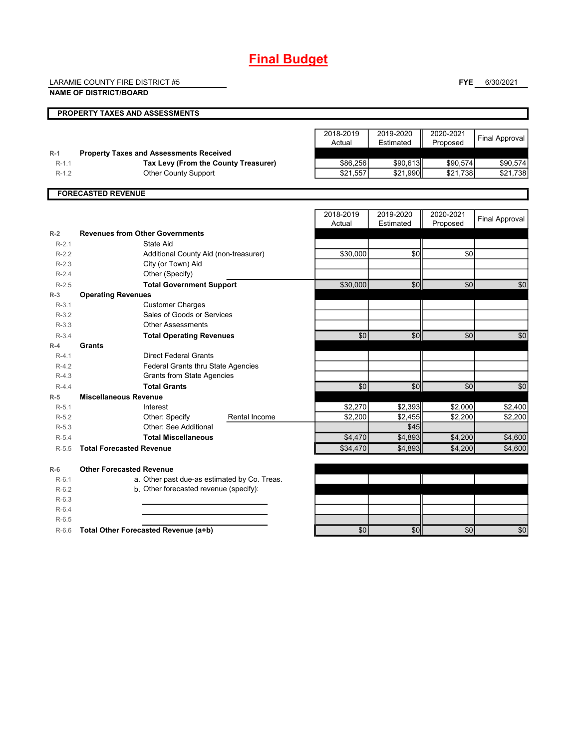# Final Budget

LARAMIE COUNTY FIRE DISTRICT #5

**NAME OF DISTRICT/BOARD**

**FYE** 6/30/2021

## PROPERTY TAXES AND ASSESSMENTS

| | | 2018-2019 Actual | 2019-2020 Estimated | 2020-2021 Proposed | Final Approval |
|---|---|---|---|---|---|
| R-1 | **Property Taxes and Assessments Received** | | | | |
| R-1.1 | **Tax Levy (From the County Treasurer)** | $86,256 | $90,613 | $90,574 | $90,574 |
| R-1.2 | Other County Support | $21,557 | $21,990 | $21,738 | $21,738 |

## FORECASTED REVENUE

| | | 2018-2019 Actual | 2019-2020 Estimated | 2020-2021 Proposed | Final Approval |
|---|---|---|---|---|---|
| R-2 | **Revenues from Other Governments** | | | | |
| R-2.1 | State Aid | | | | |
| R-2.2 | Additional County Aid (non-treasurer) | $30,000 | $0 | $0 | |
| R-2.3 | City (or Town) Aid | | | | |
| R-2.4 | Other (Specify) | | | | |
| R-2.5 | **Total Government Support** | $30,000 | $0 | $0 | $0 |
| R-3 | **Operating Revenues** | | | | |
| R-3.1 | Customer Charges | | | | |
| R-3.2 | Sales of Goods or Services | | | | |
| R-3.3 | Other Assessments | | | | |
| R-3.4 | **Total Operating Revenues** | $0 | $0 | $0 | $0 |
| R-4 | **Grants** | | | | |
| R-4.1 | Direct Federal Grants | | | | |
| R-4.2 | Federal Grants thru State Agencies | | | | |
| R-4.3 | Grants from State Agencies | | | | |
| R-4.4 | **Total Grants** | $0 | $0 | $0 | $0 |
| R-5 | **Miscellaneous Revenue** | | | | |
| R-5.1 | Interest | $2,270 | $2,393 | $2,000 | $2,400 |
| R-5.2 | Other: Specify — Rental Income | $2,200 | $2,455 | $2,200 | $2,200 |
| R-5.3 | Other: See Additional | | $45 | | |
| R-5.4 | **Total Miscellaneous** | $4,470 | $4,893 | $4,200 | $4,600 |
| R-5.5 | **Total Forecasted Revenue** | $34,470 | $4,893 | $4,200 | $4,600 |
| R-6 | **Other Forecasted Revenue** | | | | |
| R-6.1 | a. Other past due-as estimated by Co. Treas. | | | | |
| R-6.2 | b. Other forecasted revenue (specify): | | | | |
| R-6.3 | | | | | |
| R-6.4 | | | | | |
| R-6.5 | | | | | |
| R-6.6 | **Total Other Forecasted Revenue (a+b)** | $0 | $0 | $0 | $0 |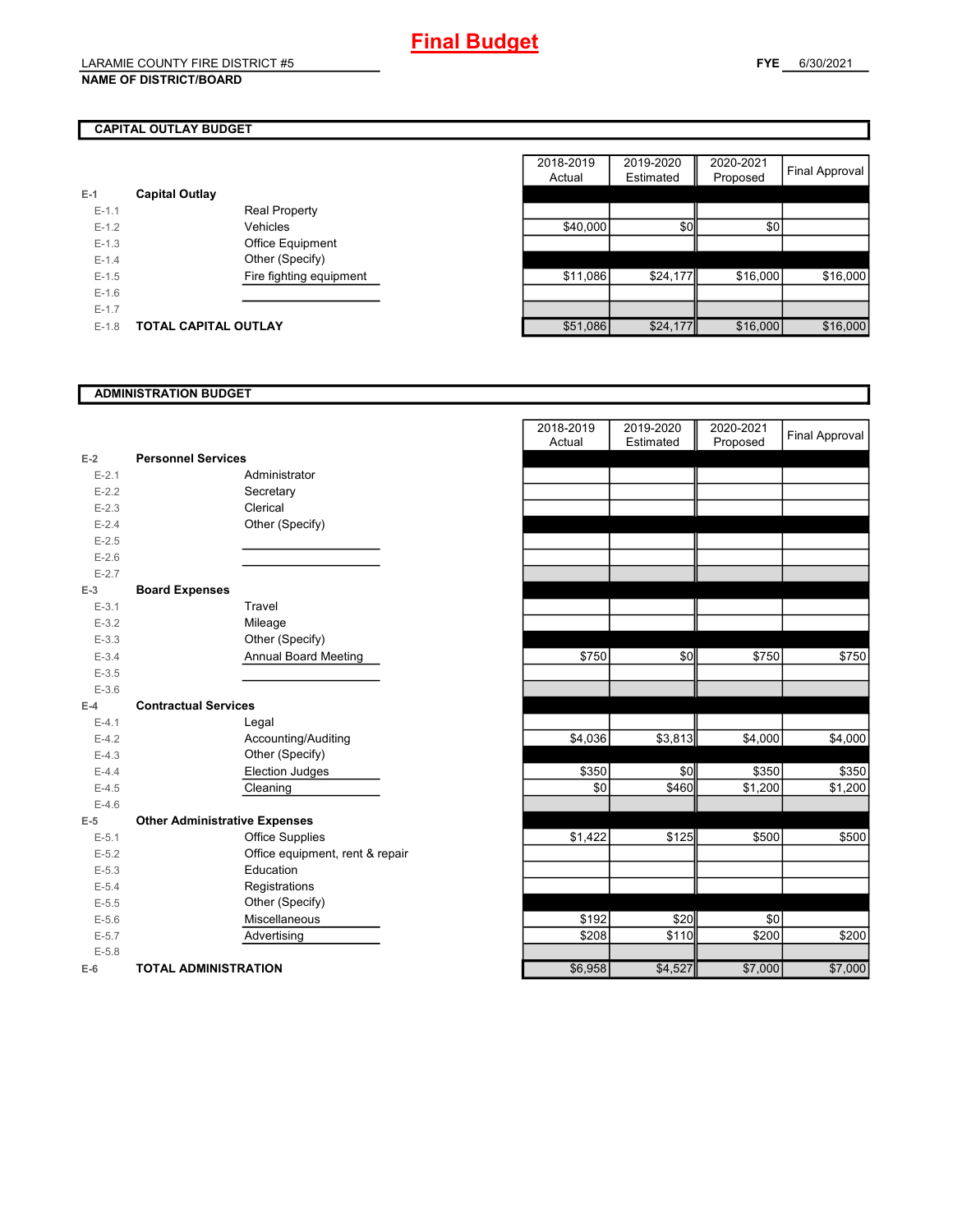# Final Budget

LARAMIE COUNTY FIRE DISTRICT #5

**NAME OF DISTRICT/BOARD**

**FYE** 6/30/2021

## CAPITAL OUTLAY BUDGET

| | | | 2018-2019 Actual | 2019-2020 Estimated | 2020-2021 Proposed | Final Approval |
|---|---|---|---|---|---|---|
| E-1 | **Capital Outlay** | | | | | |
| E-1.1 | | Real Property | | | | |
| E-1.2 | | Vehicles | $40,000 | $0 | $0 | |
| E-1.3 | | Office Equipment | | | | |
| E-1.4 | | Other (Specify) | | | | |
| E-1.5 | | Fire fighting equipment | $11,086 | $24,177 | $16,000 | $16,000 |
| E-1.6 | | | | | | |
| E-1.7 | | | | | | |
| E-1.8 | **TOTAL CAPITAL OUTLAY** | | $51,086 | $24,177 | $16,000 | $16,000 |

## ADMINISTRATION BUDGET

| | | | 2018-2019 Actual | 2019-2020 Estimated | 2020-2021 Proposed | Final Approval |
|---|---|---|---|---|---|---|
| E-2 | **Personnel Services** | | | | | |
| E-2.1 | | Administrator | | | | |
| E-2.2 | | Secretary | | | | |
| E-2.3 | | Clerical | | | | |
| E-2.4 | | Other (Specify) | | | | |
| E-2.5 | | | | | | |
| E-2.6 | | | | | | |
| E-2.7 | | | | | | |
| E-3 | **Board Expenses** | | | | | |
| E-3.1 | | Travel | | | | |
| E-3.2 | | Mileage | | | | |
| E-3.3 | | Other (Specify) | | | | |
| E-3.4 | | Annual Board Meeting | $750 | $0 | $750 | $750 |
| E-3.5 | | | | | | |
| E-3.6 | | | | | | |
| E-4 | **Contractual Services** | | | | | |
| E-4.1 | | Legal | | | | |
| E-4.2 | | Accounting/Auditing | $4,036 | $3,813 | $4,000 | $4,000 |
| E-4.3 | | Other (Specify) | | | | |
| E-4.4 | | Election Judges | $350 | $0 | $350 | $350 |
| E-4.5 | | Cleaning | $0 | $460 | $1,200 | $1,200 |
| E-4.6 | | | | | | |
| E-5 | **Other Administrative Expenses** | | | | | |
| E-5.1 | | Office Supplies | $1,422 | $125 | $500 | $500 |
| E-5.2 | | Office equipment, rent & repair | | | | |
| E-5.3 | | Education | | | | |
| E-5.4 | | Registrations | | | | |
| E-5.5 | | Other (Specify) | | | | |
| E-5.6 | | Miscellaneous | $192 | $20 | $0 | |
| E-5.7 | | Advertising | $208 | $110 | $200 | $200 |
| E-5.8 | | | | | | |
| E-6 | **TOTAL ADMINISTRATION** | | $6,958 | $4,527 | $7,000 | $7,000 |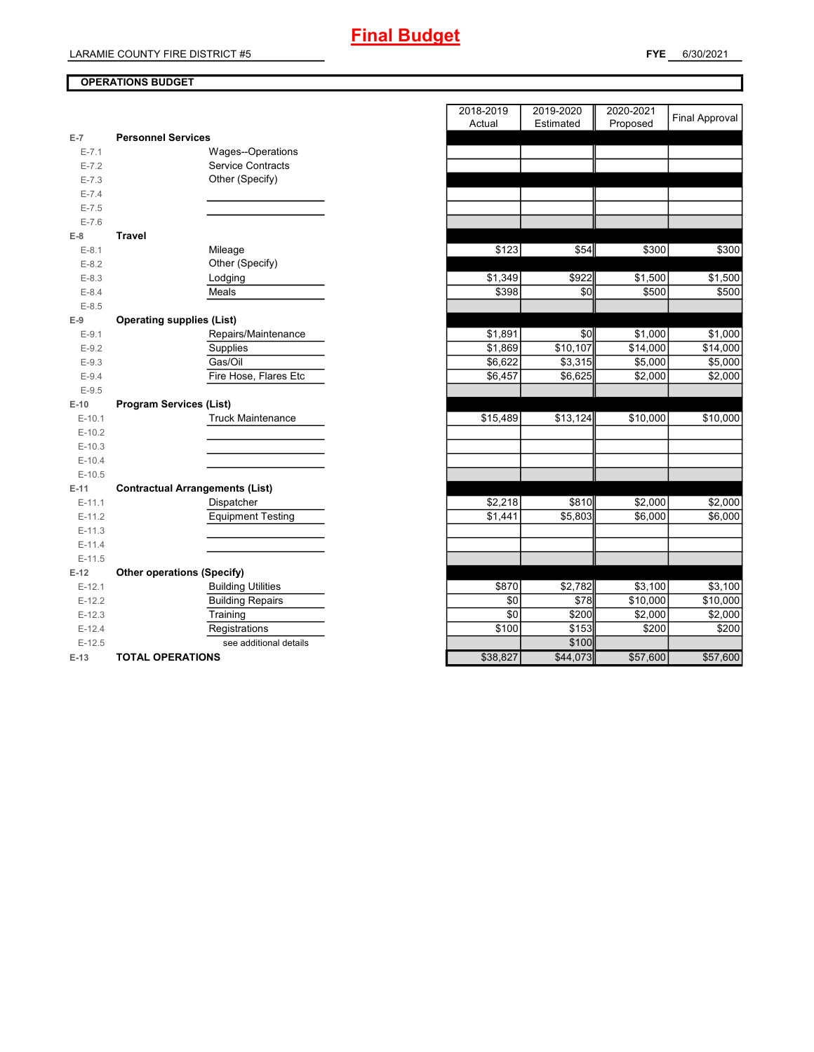# Final Budget

LARAMIE COUNTY FIRE DISTRICT #5

**FYE** 6/30/2021

**OPERATIONS BUDGET**

| | | | 2018-2019 Actual | 2019-2020 Estimated | 2020-2021 Proposed | Final Approval |
|---|---|---|---|---|---|---|
| E-7 | **Personnel Services** | | | | | |
| E-7.1 | | Wages--Operations | | | | |
| E-7.2 | | Service Contracts | | | | |
| E-7.3 | | Other (Specify) | | | | |
| E-7.4 | | | | | | |
| E-7.5 | | | | | | |
| E-7.6 | | | | | | |
| E-8 | **Travel** | | | | | |
| E-8.1 | | Mileage | $123 | $54 | $300 | $300 |
| E-8.2 | | Other (Specify) | | | | |
| E-8.3 | | Lodging | $1,349 | $922 | $1,500 | $1,500 |
| E-8.4 | | Meals | $398 | $0 | $500 | $500 |
| E-8.5 | | | | | | |
| E-9 | **Operating supplies (List)** | | | | | |
| E-9.1 | | Repairs/Maintenance | $1,891 | $0 | $1,000 | $1,000 |
| E-9.2 | | Supplies | $1,869 | $10,107 | $14,000 | $14,000 |
| E-9.3 | | Gas/Oil | $6,622 | $3,315 | $5,000 | $5,000 |
| E-9.4 | | Fire Hose, Flares Etc | $6,457 | $6,625 | $2,000 | $2,000 |
| E-9.5 | | | | | | |
| E-10 | **Program Services (List)** | | | | | |
| E-10.1 | | Truck Maintenance | $15,489 | $13,124 | $10,000 | $10,000 |
| E-10.2 | | | | | | |
| E-10.3 | | | | | | |
| E-10.4 | | | | | | |
| E-10.5 | | | | | | |
| E-11 | **Contractual Arrangements (List)** | | | | | |
| E-11.1 | | Dispatcher | $2,218 | $810 | $2,000 | $2,000 |
| E-11.2 | | Equipment Testing | $1,441 | $5,803 | $6,000 | $6,000 |
| E-11.3 | | | | | | |
| E-11.4 | | | | | | |
| E-11.5 | | | | | | |
| E-12 | **Other operations (Specify)** | | | | | |
| E-12.1 | | Building Utilities | $870 | $2,782 | $3,100 | $3,100 |
| E-12.2 | | Building Repairs | $0 | $78 | $10,000 | $10,000 |
| E-12.3 | | Training | $0 | $200 | $2,000 | $2,000 |
| E-12.4 | | Registrations | $100 | $153 | $200 | $200 |
| E-12.5 | | see additional details | | $100 | | |
| E-13 | **TOTAL OPERATIONS** | | $38,827 | $44,073 | $57,600 | $57,600 |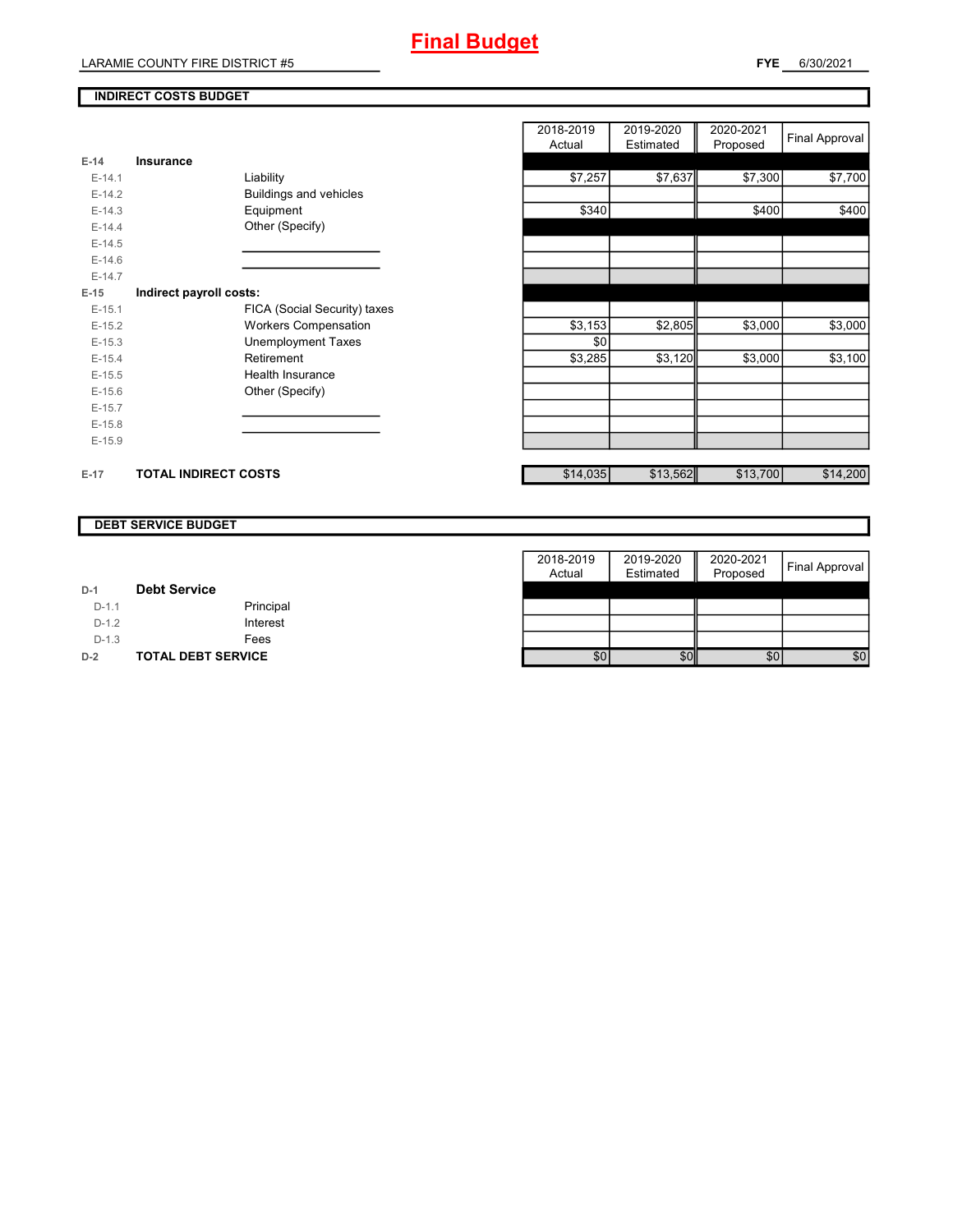# Final Budget

LARAMIE COUNTY FIRE DISTRICT #5

**FYE** 6/30/2021

## INDIRECT COSTS BUDGET

| | | | 2018-2019 Actual | 2019-2020 Estimated | 2020-2021 Proposed | Final Approval |
|---|---|---|---|---|---|---|
| E-14 | **Insurance** | | | | | |
| E-14.1 | | Liability | $7,257 | $7,637 | $7,300 | $7,700 |
| E-14.2 | | Buildings and vehicles | | | | |
| E-14.3 | | Equipment | $340 | | $400 | $400 |
| E-14.4 | | Other (Specify) | | | | |
| E-14.5 | | | | | | |
| E-14.6 | | | | | | |
| E-14.7 | | | | | | |
| E-15 | **Indirect payroll costs:** | | | | | |
| E-15.1 | | FICA (Social Security) taxes | | | | |
| E-15.2 | | Workers Compensation | $3,153 | $2,805 | $3,000 | $3,000 |
| E-15.3 | | Unemployment Taxes | $0 | | | |
| E-15.4 | | Retirement | $3,285 | $3,120 | $3,000 | $3,100 |
| E-15.5 | | Health Insurance | | | | |
| E-15.6 | | Other (Specify) | | | | |
| E-15.7 | | | | | | |
| E-15.8 | | | | | | |
| E-15.9 | | | | | | |
| E-17 | **TOTAL INDIRECT COSTS** | | $14,035 | $13,562 | $13,700 | $14,200 |

## DEBT SERVICE BUDGET

| | | | 2018-2019 Actual | 2019-2020 Estimated | 2020-2021 Proposed | Final Approval |
|---|---|---|---|---|---|---|
| D-1 | **Debt Service** | | | | | |
| D-1.1 | | Principal | | | | |
| D-1.2 | | Interest | | | | |
| D-1.3 | | Fees | | | | |
| D-2 | **TOTAL DEBT SERVICE** | | $0 | $0 | $0 | $0 |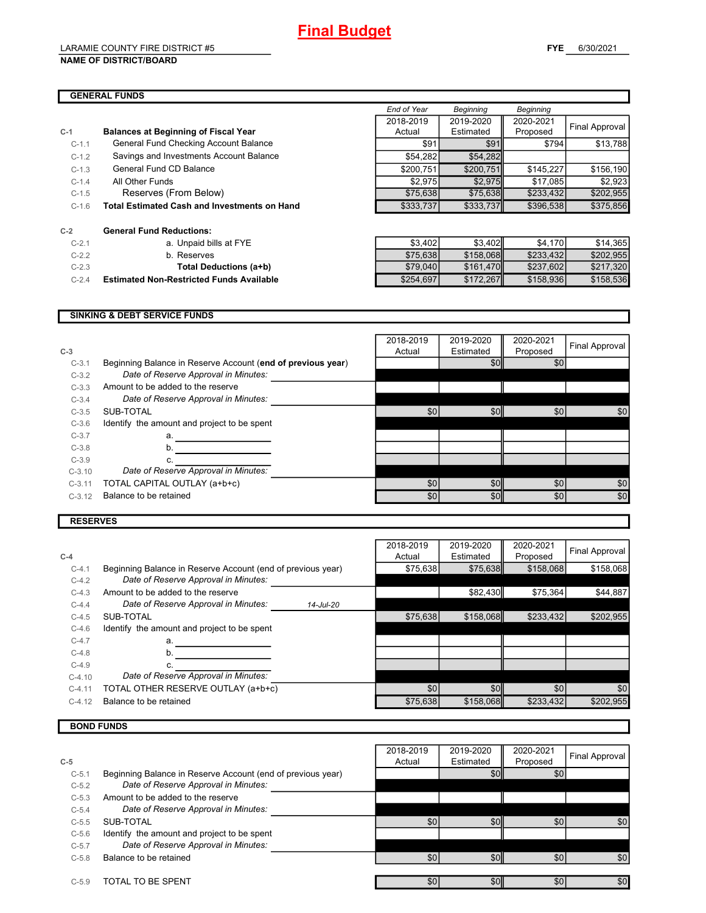# Final Budget

LARAMIE COUNTY FIRE DISTRICT #5
**NAME OF DISTRICT/BOARD**

**FYE** 6/30/2021

## GENERAL FUNDS

| | | End of Year 2018-2019 Actual | Beginning 2019-2020 Estimated | Beginning 2020-2021 Proposed | Final Approval |
|---|---|---|---|---|---|
| **C-1** | **Balances at Beginning of Fiscal Year** | | | | |
| C-1.1 | General Fund Checking Account Balance | $91 | $91 | $794 | $13,788 |
| C-1.2 | Savings and Investments Account Balance | $54,282 | $54,282 | | |
| C-1.3 | General Fund CD Balance | $200,751 | $200,751 | $145,227 | $156,190 |
| C-1.4 | All Other Funds | $2,975 | $2,975 | $17,085 | $2,923 |
| C-1.5 | Reserves (From Below) | $75,638 | $75,638 | $233,432 | $202,955 |
| C-1.6 | **Total Estimated Cash and Investments on Hand** | $333,737 | $333,737 | $396,538 | $375,856 |
| **C-2** | **General Fund Reductions:** | | | | |
| C-2.1 | a. Unpaid bills at FYE | $3,402 | $3,402 | $4,170 | $14,365 |
| C-2.2 | b. Reserves | $75,638 | $158,068 | $233,432 | $202,955 |
| C-2.3 | **Total Deductions (a+b)** | $79,040 | $161,470 | $237,602 | $217,320 |
| C-2.4 | **Estimated Non-Restricted Funds Available** | $254,697 | $172,267 | $158,936 | $158,536 |

## SINKING & DEBT SERVICE FUNDS

| C-3 | | 2018-2019 Actual | 2019-2020 Estimated | 2020-2021 Proposed | Final Approval |
|---|---|---|---|---|---|
| C-3.1 | Beginning Balance in Reserve Account (**end of previous year**) | | $0 | $0 | |
| C-3.2 | *Date of Reserve Approval in Minutes:* | | | | |
| C-3.3 | Amount to be added to the reserve | | | | |
| C-3.4 | *Date of Reserve Approval in Minutes:* | | | | |
| C-3.5 | SUB-TOTAL | $0 | $0 | $0 | $0 |
| C-3.6 | Identify the amount and project to be spent | | | | |
| C-3.7 | a. | | | | |
| C-3.8 | b. | | | | |
| C-3.9 | c. | | | | |
| C-3.10 | *Date of Reserve Approval in Minutes:* | | | | |
| C-3.11 | TOTAL CAPITAL OUTLAY (a+b+c) | $0 | $0 | $0 | $0 |
| C-3.12 | Balance to be retained | $0 | $0 | $0 | $0 |

## RESERVES

| C-4 | | 2018-2019 Actual | 2019-2020 Estimated | 2020-2021 Proposed | Final Approval |
|---|---|---|---|---|---|
| C-4.1 | Beginning Balance in Reserve Account (end of previous year) | $75,638 | $75,638 | $158,068 | $158,068 |
| C-4.2 | *Date of Reserve Approval in Minutes:* | | | | |
| C-4.3 | Amount to be added to the reserve | | $82,430 | $75,364 | $44,887 |
| C-4.4 | *Date of Reserve Approval in Minutes:* 14-Jul-20 | | | | |
| C-4.5 | SUB-TOTAL | $75,638 | $158,068 | $233,432 | $202,955 |
| C-4.6 | Identify the amount and project to be spent | | | | |
| C-4.7 | a. | | | | |
| C-4.8 | b. | | | | |
| C-4.9 | c. | | | | |
| C-4.10 | *Date of Reserve Approval in Minutes:* | | | | |
| C-4.11 | TOTAL OTHER RESERVE OUTLAY (a+b+c) | $0 | $0 | $0 | $0 |
| C-4.12 | Balance to be retained | $75,638 | $158,068 | $233,432 | $202,955 |

## BOND FUNDS

| C-5 | | 2018-2019 Actual | 2019-2020 Estimated | 2020-2021 Proposed | Final Approval |
|---|---|---|---|---|---|
| C-5.1 | Beginning Balance in Reserve Account (end of previous year) | | $0 | $0 | |
| C-5.2 | *Date of Reserve Approval in Minutes:* | | | | |
| C-5.3 | Amount to be added to the reserve | | | | |
| C-5.4 | *Date of Reserve Approval in Minutes:* | | | | |
| C-5.5 | SUB-TOTAL | $0 | $0 | $0 | $0 |
| C-5.6 | Identify the amount and project to be spent | | | | |
| C-5.7 | *Date of Reserve Approval in Minutes:* | | | | |
| C-5.8 | Balance to be retained | $0 | $0 | $0 | $0 |
| C-5.9 | TOTAL TO BE SPENT | $0 | $0 | $0 | $0 |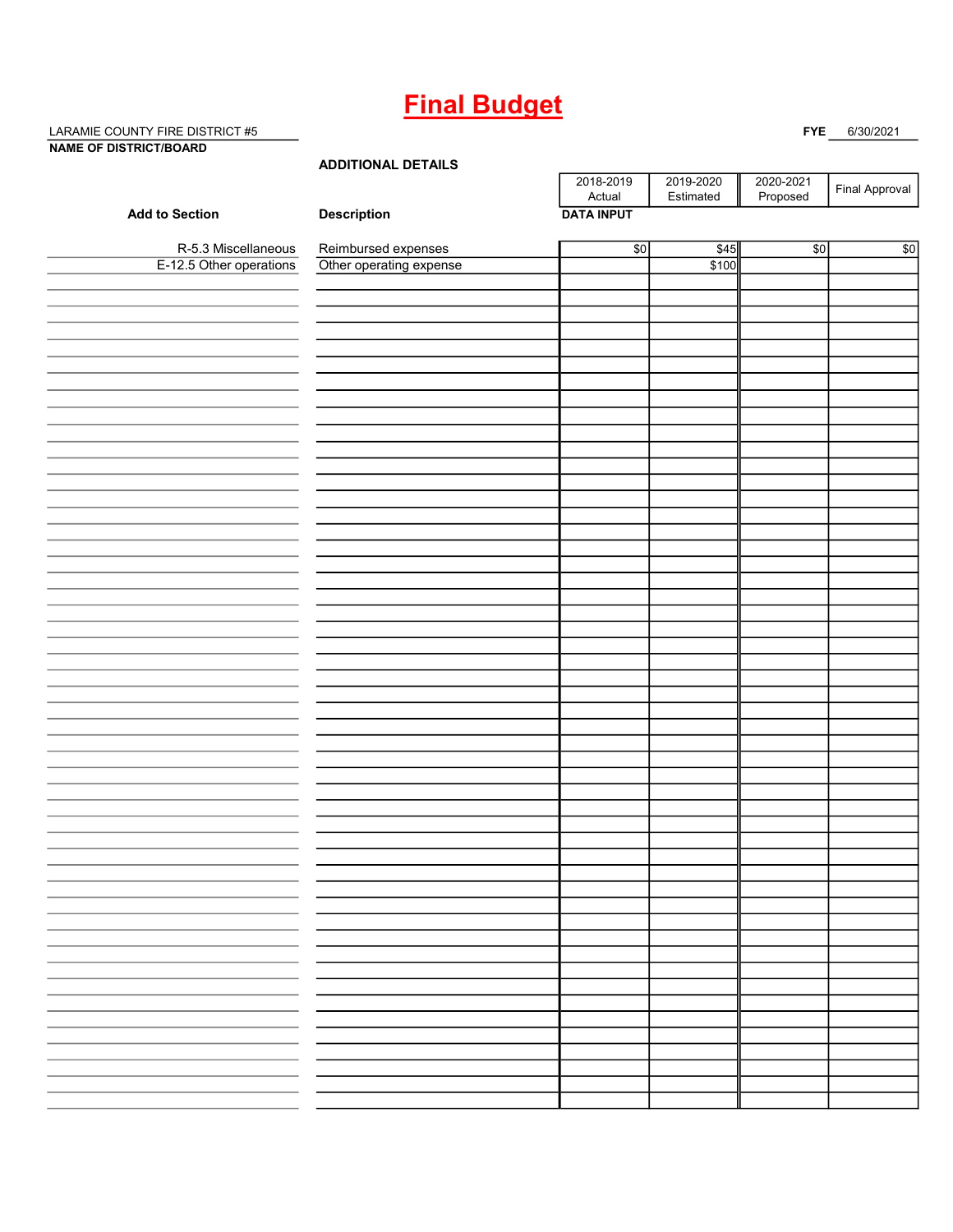# Final Budget

LARAMIE COUNTY FIRE DISTRICT #5
**NAME OF DISTRICT/BOARD**

**FYE** 6/30/2021

**ADDITIONAL DETAILS**

| Add to Section | Description | 2018-2019 Actual | 2019-2020 Estimated | 2020-2021 Proposed | Final Approval |
|---|---|---|---|---|---|
| | | DATA INPUT | | | |
| R-5.3 Miscellaneous | Reimbursed expenses | $0 | $45 | $0 | $0 |
| E-12.5 Other operations | Other operating expense | | $100 | | |